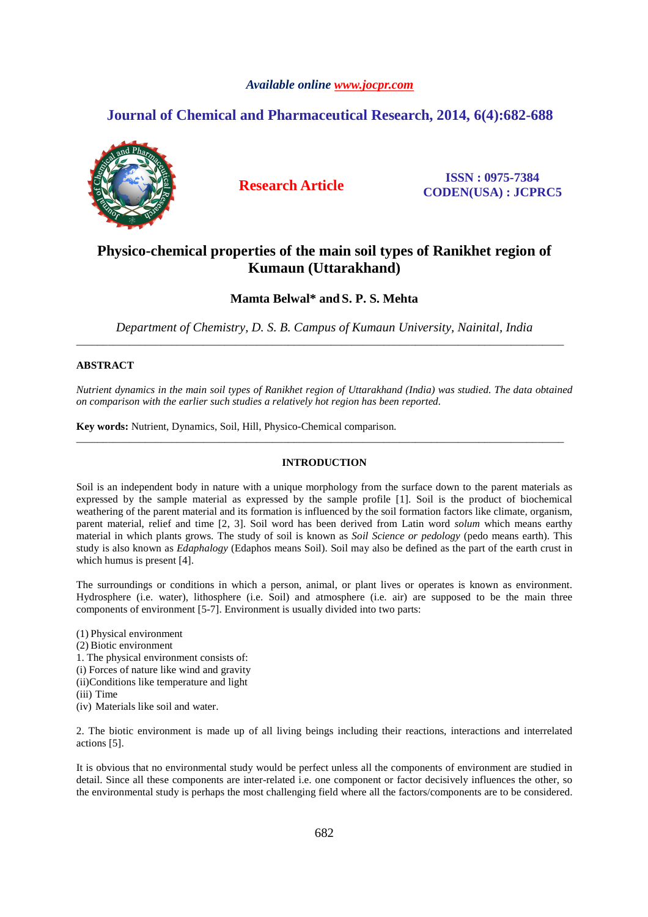*Available online www.jocpr.com*

# Journal of Chemical and Pharmaceutical Research, 2014, 6(4):682-688

**Research Article**

**ISSN : 0975-7384**
**CODEN(USA) : JCPRC5**

# Physico-chemical properties of the main soil types of Ranikhet region of Kumaun (Uttarakhand)

**Mamta Belwal\* and S. P. S. Mehta**

*Department of Chemistry, D. S. B. Campus of Kumaun University, Nainital, India*

---

## ABSTRACT

*Nutrient dynamics in the main soil types of Ranikhet region of Uttarakhand (India) was studied. The data obtained on comparison with the earlier such studies a relatively hot region has been reported.*

**Key words:** Nutrient, Dynamics, Soil, Hill, Physico-Chemical comparison.

---

## INTRODUCTION

Soil is an independent body in nature with a unique morphology from the surface down to the parent materials as expressed by the sample material as expressed by the sample profile [1]. Soil is the product of biochemical weathering of the parent material and its formation is influenced by the soil formation factors like climate, organism, parent material, relief and time [2, 3]. Soil word has been derived from Latin word *solum* which means earthy material in which plants grows. The study of soil is known as *Soil Science or pedology* (pedo means earth). This study is also known as *Edaphalogy* (Edaphos means Soil). Soil may also be defined as the part of the earth crust in which humus is present [4].

The surroundings or conditions in which a person, animal, or plant lives or operates is known as environment. Hydrosphere (i.e. water), lithosphere (i.e. Soil) and atmosphere (i.e. air) are supposed to be the main three components of environment [5-7]. Environment is usually divided into two parts:

(1) Physical environment
(2) Biotic environment
1. The physical environment consists of:
(i) Forces of nature like wind and gravity
(ii)Conditions like temperature and light
(iii) Time
(iv) Materials like soil and water.

2. The biotic environment is made up of all living beings including their reactions, interactions and interrelated actions [5].

It is obvious that no environmental study would be perfect unless all the components of environment are studied in detail. Since all these components are inter-related i.e. one component or factor decisively influences the other, so the environmental study is perhaps the most challenging field where all the factors/components are to be considered.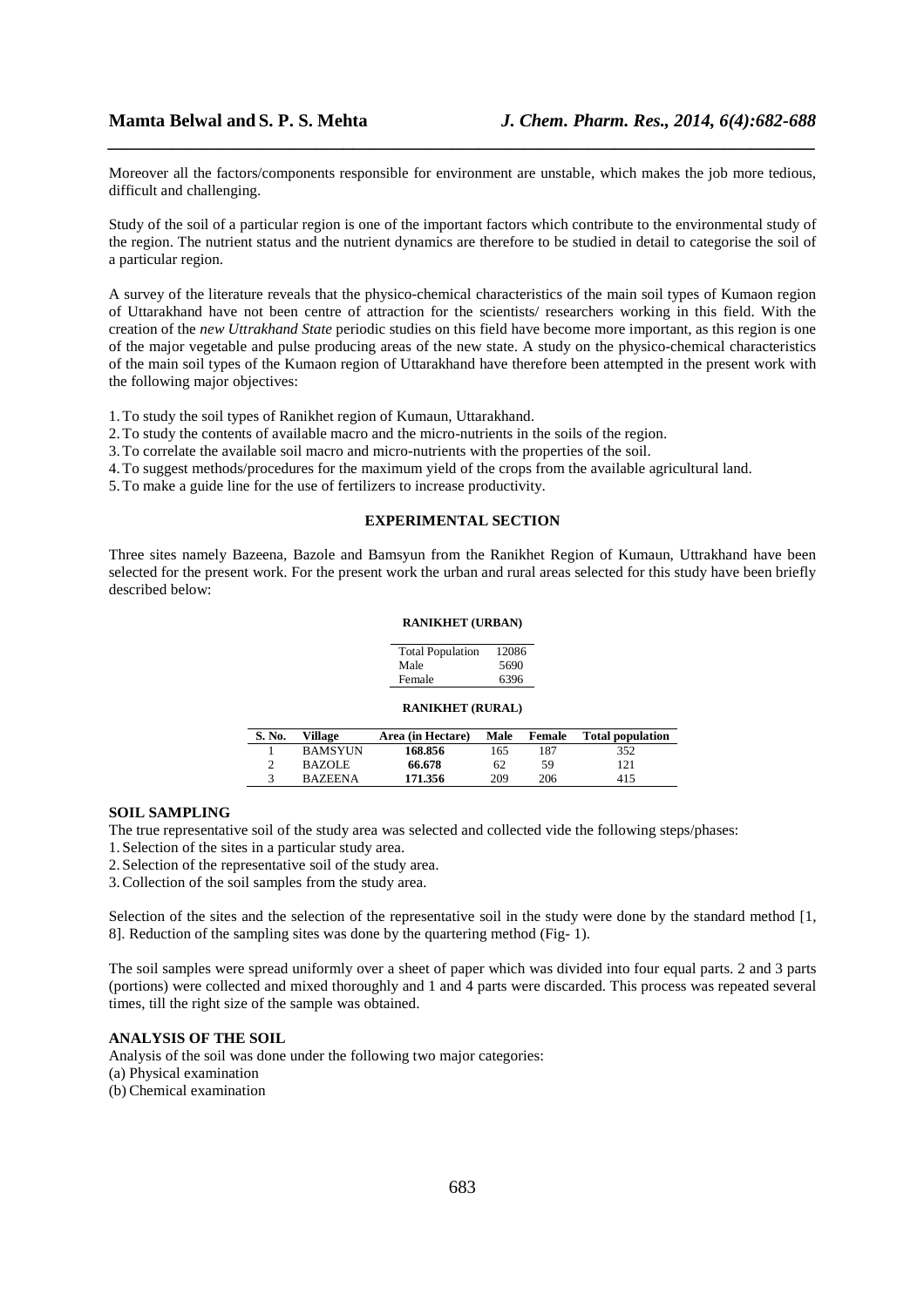Moreover all the factors/components responsible for environment are unstable, which makes the job more tedious, difficult and challenging.

Study of the soil of a particular region is one of the important factors which contribute to the environmental study of the region. The nutrient status and the nutrient dynamics are therefore to be studied in detail to categorise the soil of a particular region.

A survey of the literature reveals that the physico-chemical characteristics of the main soil types of Kumaon region of Uttarakhand have not been centre of attraction for the scientists/ researchers working in this field. With the creation of the *new Uttrakhand State* periodic studies on this field have become more important, as this region is one of the major vegetable and pulse producing areas of the new state. A study on the physico-chemical characteristics of the main soil types of the Kumaon region of Uttarakhand have therefore been attempted in the present work with the following major objectives:

1. To study the soil types of Ranikhet region of Kumaun, Uttarakhand.
2. To study the contents of available macro and the micro-nutrients in the soils of the region.
3. To correlate the available soil macro and micro-nutrients with the properties of the soil.
4. To suggest methods/procedures for the maximum yield of the crops from the available agricultural land.
5. To make a guide line for the use of fertilizers to increase productivity.

## EXPERIMENTAL SECTION

Three sites namely Bazeena, Bazole and Bamsyun from the Ranikhet Region of Kumaun, Uttrakhand have been selected for the present work. For the present work the urban and rural areas selected for this study have been briefly described below:

**RANIKHET (URBAN)**

| Total Population | 12086 |
|---|---|
| Male | 5690 |
| Female | 6396 |

**RANIKHET (RURAL)**

| S. No. | Village | Area (in Hectare) | Male | Female | Total population |
|---|---|---|---|---|---|
| 1 | BAMSYUN | **168.856** | 165 | 187 | 352 |
| 2 | BAZOLE | **66.678** | 62 | 59 | 121 |
| 3 | BAZEENA | **171.356** | 209 | 206 | 415 |

### SOIL SAMPLING

The true representative soil of the study area was selected and collected vide the following steps/phases:

1. Selection of the sites in a particular study area.
2. Selection of the representative soil of the study area.
3. Collection of the soil samples from the study area.

Selection of the sites and the selection of the representative soil in the study were done by the standard method [1, 8]. Reduction of the sampling sites was done by the quartering method (Fig- 1).

The soil samples were spread uniformly over a sheet of paper which was divided into four equal parts. 2 and 3 parts (portions) were collected and mixed thoroughly and 1 and 4 parts were discarded. This process was repeated several times, till the right size of the sample was obtained.

### ANALYSIS OF THE SOIL

Analysis of the soil was done under the following two major categories:

(a) Physical examination

(b) Chemical examination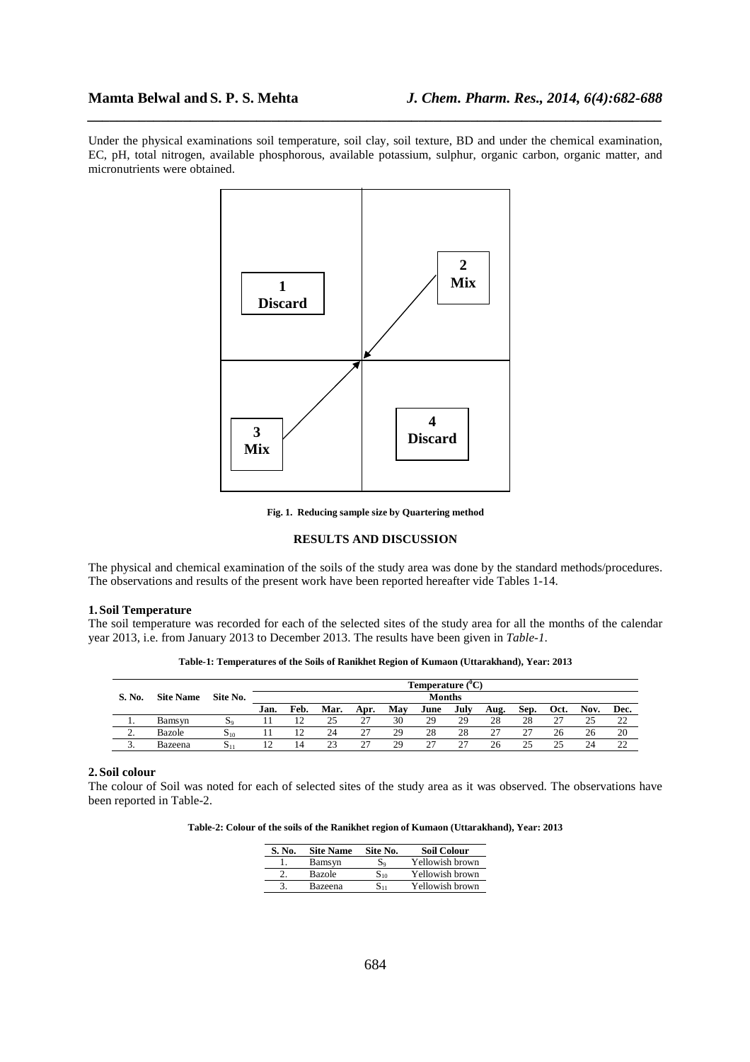Under the physical examinations soil temperature, soil clay, soil texture, BD and under the chemical examination, EC, pH, total nitrogen, available phosphorous, available potassium, sulphur, organic carbon, organic matter, and micronutrients were obtained.

1 Discard

2 Mix

3 Mix

4 Discard

**Fig. 1. Reducing sample size by Quartering method**

## RESULTS AND DISCUSSION

The physical and chemical examination of the soils of the study area was done by the standard methods/procedures. The observations and results of the present work have been reported hereafter vide Tables 1-14.

### 1. Soil Temperature

The soil temperature was recorded for each of the selected sites of the study area for all the months of the calendar year 2013, i.e. from January 2013 to December 2013. The results have been given in *Table-1*.

**Table-1: Temperatures of the Soils of Ranikhet Region of Kumaon (Uttarakhand), Year: 2013**

| S. No. | Site Name | Site No. | Temperature ($^0$C) | | | | | | | | | | | |
|---|---|---|---|---|---|---|---|---|---|---|---|---|---|---|
| | | | Months | | | | | | | | | | | |
| | | | Jan. | Feb. | Mar. | Apr. | May | June | July | Aug. | Sep. | Oct. | Nov. | Dec. |
| 1. | Bamsyn | $S_9$ | 11 | 12 | 25 | 27 | 30 | 29 | 29 | 28 | 28 | 27 | 25 | 22 |
| 2. | Bazole | $S_{10}$ | 11 | 12 | 24 | 27 | 29 | 28 | 28 | 27 | 27 | 26 | 26 | 20 |
| 3. | Bazeena | $S_{11}$ | 12 | 14 | 23 | 27 | 29 | 27 | 27 | 26 | 25 | 25 | 24 | 22 |

### 2. Soil colour

The colour of Soil was noted for each of selected sites of the study area as it was observed. The observations have been reported in Table-2.

**Table-2: Colour of the soils of the Ranikhet region of Kumaon (Uttarakhand), Year: 2013**

| S. No. | Site Name | Site No. | Soil Colour |
|---|---|---|---|
| 1. | Bamsyn | $S_9$ | Yellowish brown |
| 2. | Bazole | $S_{10}$ | Yellowish brown |
| 3. | Bazeena | $S_{11}$ | Yellowish brown |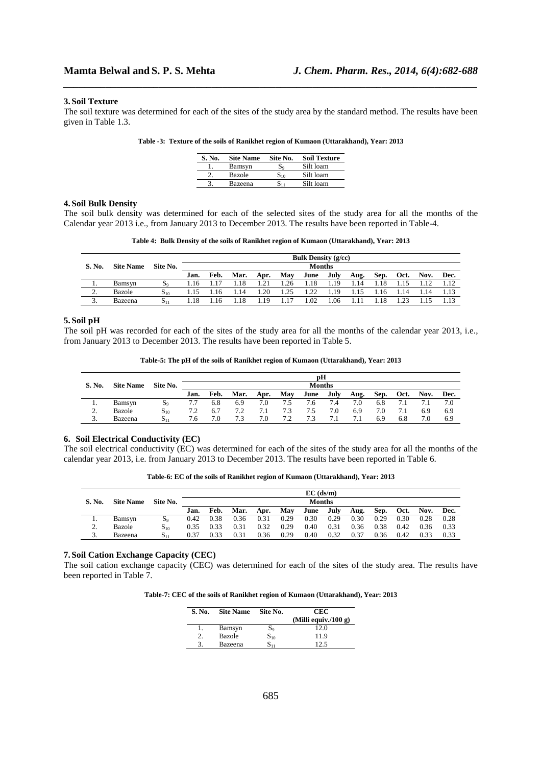## 3. Soil Texture

The soil texture was determined for each of the sites of the study area by the standard method. The results have been given in Table 1.3.

**Table -3: Texture of the soils of Ranikhet region of Kumaon (Uttarakhand), Year: 2013**

| S. No. | Site Name | Site No. | Soil Texture |
|---|---|---|---|
| 1. | Bamsyn | $S_9$ | Silt loam |
| 2. | Bazole | $S_{10}$ | Silt loam |
| 3. | Bazeena | $S_{11}$ | Silt loam |

## 4. Soil Bulk Density

The soil bulk density was determined for each of the selected sites of the study area for all the months of the Calendar year 2013 i.e., from January 2013 to December 2013. The results have been reported in Table-4.

**Table 4: Bulk Density of the soils of Ranikhet region of Kumaon (Uttarakhand), Year: 2013**

| S. No. | Site Name | Site No. | Bulk Density (g/cc) | | | | | | | | | | | |
|---|---|---|---|---|---|---|---|---|---|---|---|---|---|---|
| | | | Months | | | | | | | | | | | |
| | | | Jan. | Feb. | Mar. | Apr. | May | June | July | Aug. | Sep. | Oct. | Nov. | Dec. |
| 1. | Bamsyn | $S_9$ | 1.16 | 1.17 | 1.18 | 1.21 | 1.26 | 1.18 | 1.19 | 1.14 | 1.18 | 1.15 | 1.12 | 1.12 |
| 2. | Bazole | $S_{10}$ | 1.15 | 1.16 | 1.14 | 1.20 | 1.25 | 1.22 | 1.19 | 1.15 | 1.16 | 1.14 | 1.14 | 1.13 |
| 3. | Bazeena | $S_{11}$ | 1.18 | 1.16 | 1.18 | 1.19 | 1.17 | 1.02 | 1.06 | 1.11 | 1.18 | 1.23 | 1.15 | 1.13 |

## 5. Soil pH

The soil pH was recorded for each of the sites of the study area for all the months of the calendar year 2013, i.e., from January 2013 to December 2013. The results have been reported in Table 5.

**Table-5: The pH of the soils of Ranikhet region of Kumaon (Uttarakhand), Year: 2013**

| S. No. | Site Name | Site No. | pH | | | | | | | | | | | |
|---|---|---|---|---|---|---|---|---|---|---|---|---|---|---|
| | | | Months | | | | | | | | | | | |
| | | | Jan. | Feb. | Mar. | Apr. | May | June | July | Aug. | Sep. | Oct. | Nov. | Dec. |
| 1. | Bamsyn | $S_9$ | 7.7 | 6.8 | 6.9 | 7.0 | 7.5 | 7.6 | 7.4 | 7.0 | 6.8 | 7.1 | 7.1 | 7.0 |
| 2. | Bazole | $S_{10}$ | 7.2 | 6.7 | 7.2 | 7.1 | 7.3 | 7.5 | 7.0 | 6.9 | 7.0 | 7.1 | 6.9 | 6.9 |
| 3. | Bazeena | $S_{11}$ | 7.6 | 7.0 | 7.3 | 7.0 | 7.2 | 7.3 | 7.1 | 7.1 | 6.9 | 6.8 | 7.0 | 6.9 |

## 6. Soil Electrical Conductivity (EC)

The soil electrical conductivity (EC) was determined for each of the sites of the study area for all the months of the calendar year 2013, i.e. from January 2013 to December 2013. The results have been reported in Table 6.

**Table-6: EC of the soils of Ranikhet region of Kumaon (Uttarakhand), Year: 2013**

| S. No. | Site Name | Site No. | EC (ds/m) | | | | | | | | | | | |
|---|---|---|---|---|---|---|---|---|---|---|---|---|---|---|
| | | | Months | | | | | | | | | | | |
| | | | Jan. | Feb. | Mar. | Apr. | May | June | July | Aug. | Sep. | Oct. | Nov. | Dec. |
| 1. | Bamsyn | $S_9$ | 0.42 | 0.38 | 0.36 | 0.31 | 0.29 | 0.30 | 0.29 | 0.30 | 0.29 | 0.30 | 0.28 | 0.28 |
| 2. | Bazole | $S_{10}$ | 0.35 | 0.33 | 0.31 | 0.32 | 0.29 | 0.40 | 0.31 | 0.36 | 0.38 | 0.42 | 0.36 | 0.33 |
| 3. | Bazeena | $S_{11}$ | 0.37 | 0.33 | 0.31 | 0.36 | 0.29 | 0.40 | 0.32 | 0.37 | 0.36 | 0.42 | 0.33 | 0.33 |

## 7. Soil Cation Exchange Capacity (CEC)

The soil cation exchange capacity (CEC) was determined for each of the sites of the study area. The results have been reported in Table 7.

**Table-7: CEC of the soils of Ranikhet region of Kumaon (Uttarakhand), Year: 2013**

| S. No. | Site Name | Site No. | CEC (Milli equiv./100 g) |
|---|---|---|---|
| 1. | Bamsyn | $S_9$ | 12.0 |
| 2. | Bazole | $S_{10}$ | 11.9 |
| 3. | Bazeena | $S_{11}$ | 12.5 |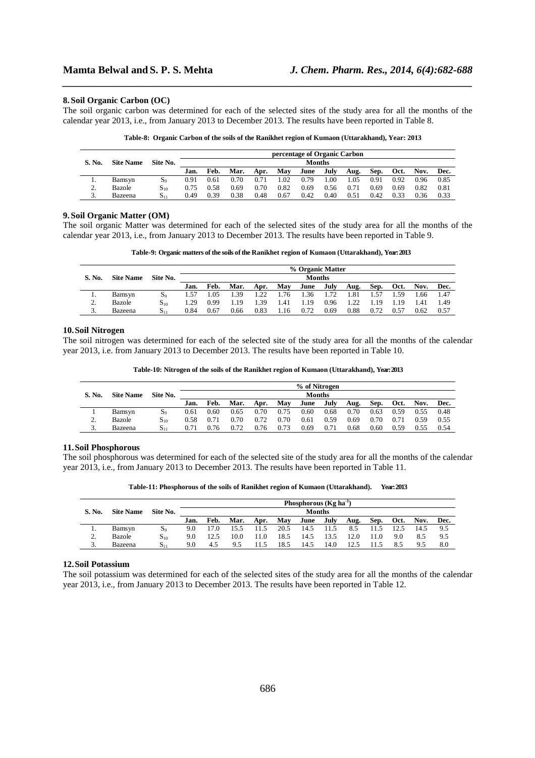### 8. Soil Organic Carbon (OC)

The soil organic carbon was determined for each of the selected sites of the study area for all the months of the calendar year 2013, i.e., from January 2013 to December 2013. The results have been reported in Table 8.

**Table-8: Organic Carbon of the soils of the Ranikhet region of Kumaon (Uttarakhand), Year: 2013**

| S. No. | Site Name | Site No. | percentage of Organic Carbon | | | | | | | | | | | |
|---|---|---|---|---|---|---|---|---|---|---|---|---|---|---|
| | | | Months | | | | | | | | | | | |
| | | | Jan. | Feb. | Mar. | Apr. | May | June | July | Aug. | Sep. | Oct. | Nov. | Dec. |
| 1. | Bamsyn | $S_9$ | 0.91 | 0.61 | 0.70 | 0.71 | 1.02 | 0.79 | 1.00 | 1.05 | 0.91 | 0.92 | 0.96 | 0.85 |
| 2. | Bazole | $S_{10}$ | 0.75 | 0.58 | 0.69 | 0.70 | 0.82 | 0.69 | 0.56 | 0.71 | 0.69 | 0.69 | 0.82 | 0.81 |
| 3. | Bazeena | $S_{11}$ | 0.49 | 0.39 | 0.38 | 0.48 | 0.67 | 0.42 | 0.40 | 0.51 | 0.42 | 0.33 | 0.36 | 0.33 |

### 9. Soil Organic Matter (OM)

The soil organic Matter was determined for each of the selected sites of the study area for all the months of the calendar year 2013, i.e., from January 2013 to December 2013. The results have been reported in Table 9.

**Table-9: Organic matters of the soils of the Ranikhet region of Kumaon (Uttarakhand), Year: 2013**

| S. No. | Site Name | Site No. | % Organic Matter | | | | | | | | | | | |
|---|---|---|---|---|---|---|---|---|---|---|---|---|---|---|
| | | | Months | | | | | | | | | | | |
| | | | Jan. | Feb. | Mar. | Apr. | May | June | July | Aug. | Sep. | Oct. | Nov. | Dec. |
| 1. | Bamsyn | $S_9$ | 1.57 | 1.05 | 1.39 | 1.22 | 1.76 | 1.36 | 1.72 | 1.81 | 1.57 | 1.59 | 1.66 | 1.47 |
| 2. | Bazole | $S_{10}$ | 1.29 | 0.99 | 1.19 | 1.39 | 1.41 | 1.19 | 0.96 | 1.22 | 1.19 | 1.19 | 1.41 | 1.49 |
| 3. | Bazeena | $S_{11}$ | 0.84 | 0.67 | 0.66 | 0.83 | 1.16 | 0.72 | 0.69 | 0.88 | 0.72 | 0.57 | 0.62 | 0.57 |

### 10. Soil Nitrogen

The soil nitrogen was determined for each of the selected site of the study area for all the months of the calendar year 2013, i.e. from January 2013 to December 2013. The results have been reported in Table 10.

**Table-10: Nitrogen of the soils of the Ranikhet region of Kumaon (Uttarakhand), Year: 2013**

| S. No. | Site Name | Site No. | % of Nitrogen | | | | | | | | | | | |
|---|---|---|---|---|---|---|---|---|---|---|---|---|---|---|
| | | | Months | | | | | | | | | | | |
| | | | Jan. | Feb. | Mar. | Apr. | May | June | July | Aug. | Sep. | Oct. | Nov. | Dec. |
| 1 | Bamsyn | $S_9$ | 0.61 | 0.60 | 0.65 | 0.70 | 0.75 | 0.60 | 0.68 | 0.70 | 0.63 | 0.59 | 0.55 | 0.48 |
| 2. | Bazole | $S_{10}$ | 0.58 | 0.71 | 0.70 | 0.72 | 0.70 | 0.61 | 0.59 | 0.69 | 0.70 | 0.71 | 0.59 | 0.55 |
| 3. | Bazeena | $S_{11}$ | 0.71 | 0.76 | 0.72 | 0.76 | 0.73 | 0.69 | 0.71 | 0.68 | 0.60 | 0.59 | 0.55 | 0.54 |

### 11. Soil Phosphorous

The soil phosphorous was determined for each of the selected site of the study area for all the months of the calendar year 2013, i.e., from January 2013 to December 2013. The results have been reported in Table 11.

**Table-11: Phosphorous of the soils of Ranikhet region of Kumaon (Uttarakhand). Year: 2013**

| S. No. | Site Name | Site No. | Phosphorous (Kg $ha^{-1}$) | | | | | | | | | | | |
|---|---|---|---|---|---|---|---|---|---|---|---|---|---|---|
| | | | Months | | | | | | | | | | | |
| | | | Jan. | Feb. | Mar. | Apr. | May | June | July | Aug. | Sep. | Oct. | Nov. | Dec. |
| 1. | Bamsyn | $S_9$ | 9.0 | 17.0 | 15.5 | 11.5 | 20.5 | 14.5 | 11.5 | 8.5 | 11.5 | 12.5 | 14.5 | 9.5 |
| 2. | Bazole | $S_{10}$ | 9.0 | 12.5 | 10.0 | 11.0 | 18.5 | 14.5 | 13.5 | 12.0 | 11.0 | 9.0 | 8.5 | 9.5 |
| 3. | Bazeena | $S_{11}$ | 9.0 | 4.5 | 9.5 | 11.5 | 18.5 | 14.5 | 14.0 | 12.5 | 11.5 | 8.5 | 9.5 | 8.0 |

### 12. Soil Potassium

The soil potassium was determined for each of the selected sites of the study area for all the months of the calendar year 2013, i.e., from January 2013 to December 2013. The results have been reported in Table 12.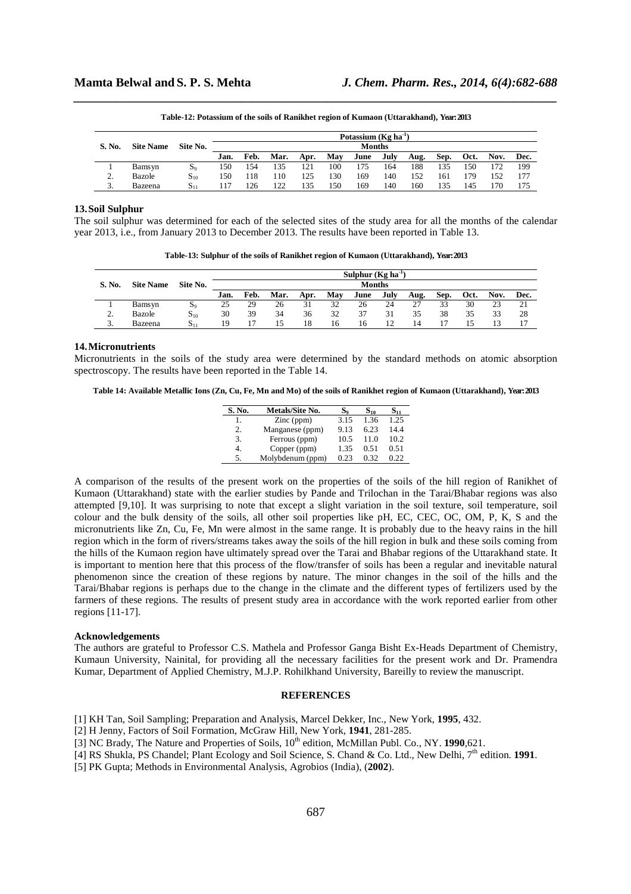**Table-12: Potassium of the soils of Ranikhet region of Kumaon (Uttarakhand), Year: 2013**

| S. No. | Site Name | Site No. | Potassium (Kg $ha^{-1}$) | | | | | | | | | | | |
|---|---|---|---|---|---|---|---|---|---|---|---|---|---|---|
| | | | Months | | | | | | | | | | | |
| | | | Jan. | Feb. | Mar. | Apr. | May | June | July | Aug. | Sep. | Oct. | Nov. | Dec. |
| 1 | Bamsyn | $S_9$ | 150 | 154 | 135 | 121 | 100 | 175 | 164 | 188 | 135 | 150 | 172 | 199 |
| 2. | Bazole | $S_{10}$ | 150 | 118 | 110 | 125 | 130 | 169 | 140 | 152 | 161 | 179 | 152 | 177 |
| 3. | Bazeena | $S_{11}$ | 117 | 126 | 122 | 135 | 150 | 169 | 140 | 160 | 135 | 145 | 170 | 175 |

## 13. Soil Sulphur

The soil sulphur was determined for each of the selected sites of the study area for all the months of the calendar year 2013, i.e., from January 2013 to December 2013. The results have been reported in Table 13.

**Table-13: Sulphur of the soils of Ranikhet region of Kumaon (Uttarakhand), Year: 2013**

| S. No. | Site Name | Site No. | Sulphur (Kg $ha^{-1}$) | | | | | | | | | | | |
|---|---|---|---|---|---|---|---|---|---|---|---|---|---|---|
| | | | Months | | | | | | | | | | | |
| | | | Jan. | Feb. | Mar. | Apr. | May | June | July | Aug. | Sep. | Oct. | Nov. | Dec. |
| 1 | Bamsyn | $S_9$ | 25 | 29 | 26 | 31 | 32 | 26 | 24 | 27 | 33 | 30 | 23 | 21 |
| 2. | Bazole | $S_{10}$ | 30 | 39 | 34 | 36 | 32 | 37 | 31 | 35 | 38 | 35 | 33 | 28 |
| 3. | Bazeena | $S_{11}$ | 19 | 17 | 15 | 18 | 16 | 16 | 12 | 14 | 17 | 15 | 13 | 17 |

## 14. Micronutrients

Micronutrients in the soils of the study area were determined by the standard methods on atomic absorption spectroscopy. The results have been reported in the Table 14.

**Table 14: Available Metallic Ions (Zn, Cu, Fe, Mn and Mo) of the soils of Ranikhet region of Kumaon (Uttarakhand), Year: 2013**

| S. No. | Metals/Site No. | $S_9$ | $S_{10}$ | $S_{11}$ |
|---|---|---|---|---|
| 1. | Zinc (ppm) | 3.15 | 1.36 | 1.25 |
| 2. | Manganese (ppm) | 9.13 | 6.23 | 14.4 |
| 3. | Ferrous (ppm) | 10.5 | 11.0 | 10.2 |
| 4. | Copper (ppm) | 1.35 | 0.51 | 0.51 |
| 5. | Molybdenum (ppm) | 0.23 | 0.32 | 0.22 |

A comparison of the results of the present work on the properties of the soils of the hill region of Ranikhet of Kumaon (Uttarakhand) state with the earlier studies by Pande and Trilochan in the Tarai/Bhabar regions was also attempted [9,10]. It was surprising to note that except a slight variation in the soil texture, soil temperature, soil colour and the bulk density of the soils, all other soil properties like pH, EC, CEC, OC, OM, P, K, S and the micronutrients like Zn, Cu, Fe, Mn were almost in the same range. It is probably due to the heavy rains in the hill region which in the form of rivers/streams takes away the soils of the hill region in bulk and these soils coming from the hills of the Kumaon region have ultimately spread over the Tarai and Bhabar regions of the Uttarakhand state. It is important to mention here that this process of the flow/transfer of soils has been a regular and inevitable natural phenomenon since the creation of these regions by nature. The minor changes in the soil of the hills and the Tarai/Bhabar regions is perhaps due to the change in the climate and the different types of fertilizers used by the farmers of these regions. The results of present study area in accordance with the work reported earlier from other regions [11-17].

### Acknowledgements

The authors are grateful to Professor C.S. Mathela and Professor Ganga Bisht Ex-Heads Department of Chemistry, Kumaun University, Nainital, for providing all the necessary facilities for the present work and Dr. Pramendra Kumar, Department of Applied Chemistry, M.J.P. Rohilkhand University, Bareilly to review the manuscript.

## REFERENCES

[1] KH Tan, Soil Sampling; Preparation and Analysis, Marcel Dekker, Inc., New York, **1995**, 432.
[2] H Jenny, Factors of Soil Formation, McGraw Hill, New York, **1941**, 281-285.
[3] NC Brady, The Nature and Properties of Soils, 10th edition, McMillan Publ. Co., NY. **1990**,621.
[4] RS Shukla, PS Chandel; Plant Ecology and Soil Science, S. Chand & Co. Ltd., New Delhi, 7th edition. **1991**.
[5] PK Gupta; Methods in Environmental Analysis, Agrobios (India), (**2002**).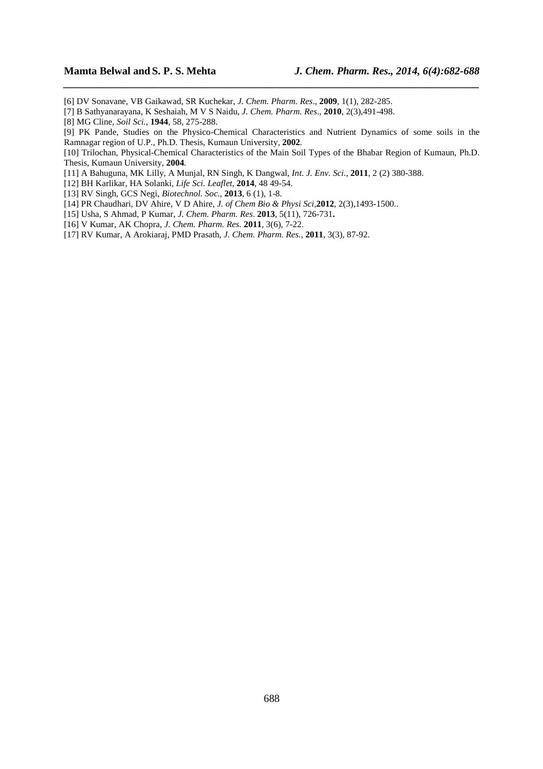[6] DV Sonavane, VB Gaikawad, SR Kuchekar, *J. Chem. Pharm. Res*., **2009**, 1(1), 282-285.

[7] B Sathyanarayana, K Seshaiah, M V S Naidu, *J. Chem. Pharm. Res*., **2010**, 2(3),491-498.

[8] MG Cline, *Soil Sci.*, **1944**, 58, 275-288.

[9] PK Pande, Studies on the Physico-Chemical Characteristics and Nutrient Dynamics of some soils in the Ramnagar region of U.P., Ph.D. Thesis, Kumaun University, **2002**.

[10] Trilochan, Physical-Chemical Characteristics of the Main Soil Types of the Bhabar Region of Kumaun, Ph.D. Thesis, Kumaun University, **2004**.

[11] A Bahuguna, MK Lilly, A Munjal, RN Singh, K Dangwal, *Int. J. Env. Sci.,* **2011**, 2 (2) 380-388.

[12] BH Karlikar, HA Solanki, *Life Sci. Leaflet*, **2014**, 48 49-54.

[13] RV Singh, GCS Negi, *Biotechnol. Soc.*, **2013**, 6 (1), 1-8.

[14] PR Chaudhari, DV Ahire, V D Ahire, *J. of Chem Bio & Physi Sci,***2012**, 2(3),1493-1500..

[15] Usha, S Ahmad, P Kumar, *J. Chem. Pharm. Res*. **2013**, 5(11), 726-731**.**

[16] V Kumar, AK Chopra, *J. Chem. Pharm. Res.* **2011**, 3(6), 7-22.

[17] RV Kumar, A Arokiaraj, PMD Prasath, *J. Chem. Pharm. Res.,* **2011**, 3(3), 87-92.